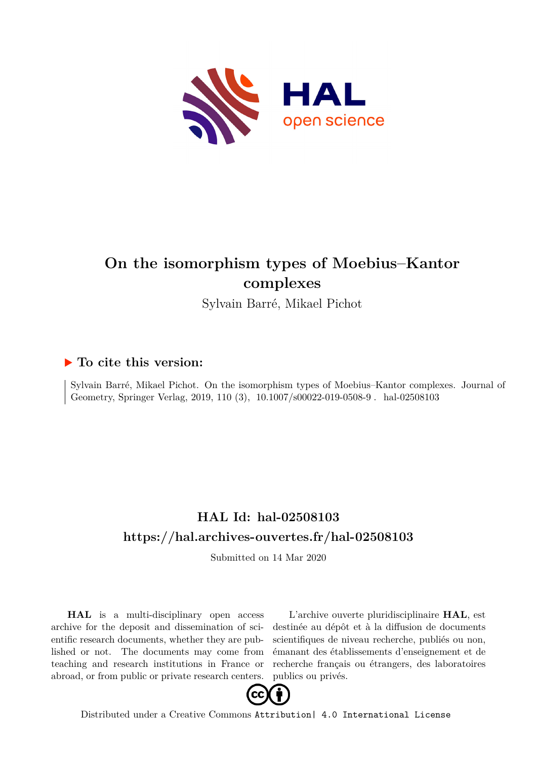# On the isomorphism types of Moebius–Kantor complexes

Sylvain Barré, Mikael Pichot

## ▶ To cite this version:

Sylvain Barré, Mikael Pichot. On the isomorphism types of Moebius–Kantor complexes. Journal of Geometry, Springer Verlag, 2019, 110 (3), 10.1007/s00022-019-0508-9 . hal-02508103

## HAL Id: hal-02508103

## https://hal.archives-ouvertes.fr/hal-02508103

Submitted on 14 Mar 2020

**HAL** is a multi-disciplinary open access archive for the deposit and dissemination of scientific research documents, whether they are published or not. The documents may come from teaching and research institutions in France or abroad, or from public or private research centers.

L'archive ouverte pluridisciplinaire **HAL**, est destinée au dépôt et à la diffusion de documents scientifiques de niveau recherche, publiés ou non, émanant des établissements d'enseignement et de recherche français ou étrangers, des laboratoires publics ou privés.

Distributed under a Creative Commons Attribution| 4.0 International License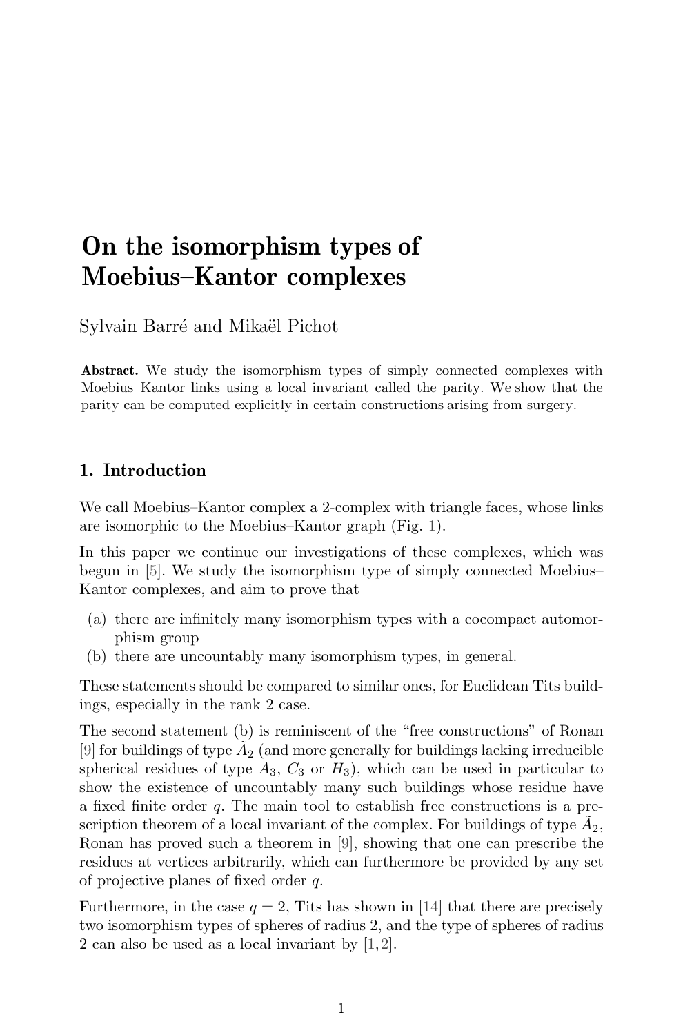# On the isomorphism types of Moebius–Kantor complexes

Sylvain Barré and Mikaël Pichot

**Abstract.** We study the isomorphism types of simply connected complexes with Moebius–Kantor links using a local invariant called the parity. We show that the parity can be computed explicitly in certain constructions arising from surgery.

## 1. Introduction

We call Moebius–Kantor complex a 2-complex with triangle faces, whose links are isomorphic to the Moebius–Kantor graph (Fig. 1).

In this paper we continue our investigations of these complexes, which was begun in [5]. We study the isomorphism type of simply connected Moebius–Kantor complexes, and aim to prove that

(a) there are infinitely many isomorphism types with a cocompact automorphism group
(b) there are uncountably many isomorphism types, in general.

These statements should be compared to similar ones, for Euclidean Tits buildings, especially in the rank 2 case.

The second statement (b) is reminiscent of the "free constructions" of Ronan [9] for buildings of type $\tilde{A}_2$ (and more generally for buildings lacking irreducible spherical residues of type $A_3$, $C_3$ or $H_3$), which can be used in particular to show the existence of uncountably many such buildings whose residue have a fixed finite order $q$. The main tool to establish free constructions is a prescription theorem of a local invariant of the complex. For buildings of type $\tilde{A}_2$, Ronan has proved such a theorem in [9], showing that one can prescribe the residues at vertices arbitrarily, which can furthermore be provided by any set of projective planes of fixed order $q$.

Furthermore, in the case $q = 2$, Tits has shown in [14] that there are precisely two isomorphism types of spheres of radius 2, and the type of spheres of radius 2 can also be used as a local invariant by [1,2].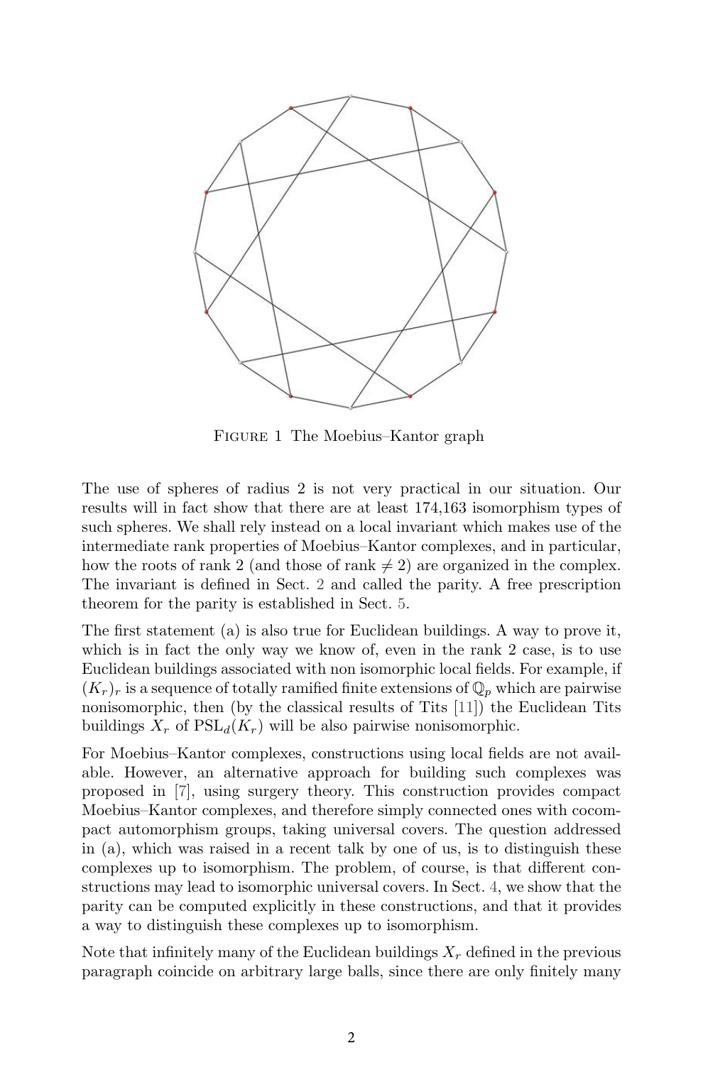Figure 1 The Moebius–Kantor graph

The use of spheres of radius 2 is not very practical in our situation. Our results will in fact show that there are at least 174,163 isomorphism types of such spheres. We shall rely instead on a local invariant which makes use of the intermediate rank properties of Moebius–Kantor complexes, and in particular, how the roots of rank 2 (and those of rank $\neq 2$) are organized in the complex. The invariant is defined in Sect. 2 and called the parity. A free prescription theorem for the parity is established in Sect. 5.

The first statement (a) is also true for Euclidean buildings. A way to prove it, which is in fact the only way we know of, even in the rank 2 case, is to use Euclidean buildings associated with non isomorphic local fields. For example, if $(K_r)_r$ is a sequence of totally ramified finite extensions of $\mathbb{Q}_p$ which are pairwise nonisomorphic, then (by the classical results of Tits [11]) the Euclidean Tits buildings $X_r$ of $\mathrm{PSL}_d(K_r)$ will be also pairwise nonisomorphic.

For Moebius–Kantor complexes, constructions using local fields are not available. However, an alternative approach for building such complexes was proposed in [7], using surgery theory. This construction provides compact Moebius–Kantor complexes, and therefore simply connected ones with cocompact automorphism groups, taking universal covers. The question addressed in (a), which was raised in a recent talk by one of us, is to distinguish these complexes up to isomorphism. The problem, of course, is that different constructions may lead to isomorphic universal covers. In Sect. 4, we show that the parity can be computed explicitly in these constructions, and that it provides a way to distinguish these complexes up to isomorphism.

Note that infinitely many of the Euclidean buildings $X_r$ defined in the previous paragraph coincide on arbitrary large balls, since there are only finitely many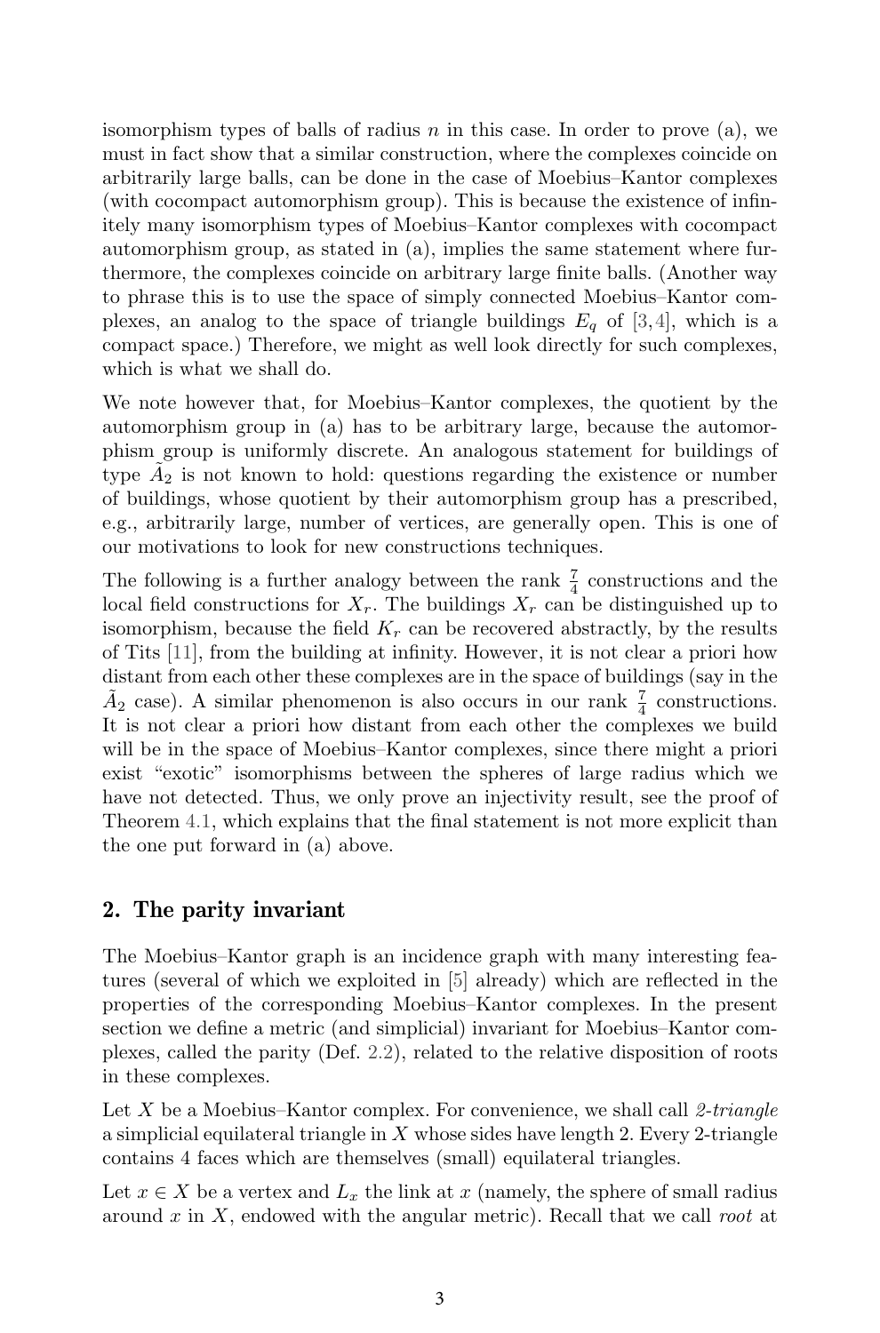isomorphism types of balls of radius $n$ in this case. In order to prove (a), we must in fact show that a similar construction, where the complexes coincide on arbitrarily large balls, can be done in the case of Moebius–Kantor complexes (with cocompact automorphism group). This is because the existence of infinitely many isomorphism types of Moebius–Kantor complexes with cocompact automorphism group, as stated in (a), implies the same statement where furthermore, the complexes coincide on arbitrary large finite balls. (Another way to phrase this is to use the space of simply connected Moebius–Kantor complexes, an analog to the space of triangle buildings $E_q$ of [3,4], which is a compact space.) Therefore, we might as well look directly for such complexes, which is what we shall do.

We note however that, for Moebius–Kantor complexes, the quotient by the automorphism group in (a) has to be arbitrary large, because the automorphism group is uniformly discrete. An analogous statement for buildings of type $\tilde{A}_2$ is not known to hold: questions regarding the existence or number of buildings, whose quotient by their automorphism group has a prescribed, e.g., arbitrarily large, number of vertices, are generally open. This is one of our motivations to look for new constructions techniques.

The following is a further analogy between the rank $\frac{7}{4}$ constructions and the local field constructions for $X_r$. The buildings $X_r$ can be distinguished up to isomorphism, because the field $K_r$ can be recovered abstractly, by the results of Tits [11], from the building at infinity. However, it is not clear a priori how distant from each other these complexes are in the space of buildings (say in the $\tilde{A}_2$ case). A similar phenomenon is also occurs in our rank $\frac{7}{4}$ constructions. It is not clear a priori how distant from each other the complexes we build will be in the space of Moebius–Kantor complexes, since there might a priori exist "exotic" isomorphisms between the spheres of large radius which we have not detected. Thus, we only prove an injectivity result, see the proof of Theorem 4.1, which explains that the final statement is not more explicit than the one put forward in (a) above.

## 2. The parity invariant

The Moebius–Kantor graph is an incidence graph with many interesting features (several of which we exploited in [5] already) which are reflected in the properties of the corresponding Moebius–Kantor complexes. In the present section we define a metric (and simplicial) invariant for Moebius–Kantor complexes, called the parity (Def. 2.2), related to the relative disposition of roots in these complexes.

Let $X$ be a Moebius–Kantor complex. For convenience, we shall call *2-triangle* a simplicial equilateral triangle in $X$ whose sides have length 2. Every 2-triangle contains 4 faces which are themselves (small) equilateral triangles.

Let $x \in X$ be a vertex and $L_x$ the link at $x$ (namely, the sphere of small radius around $x$ in $X$, endowed with the angular metric). Recall that we call *root* at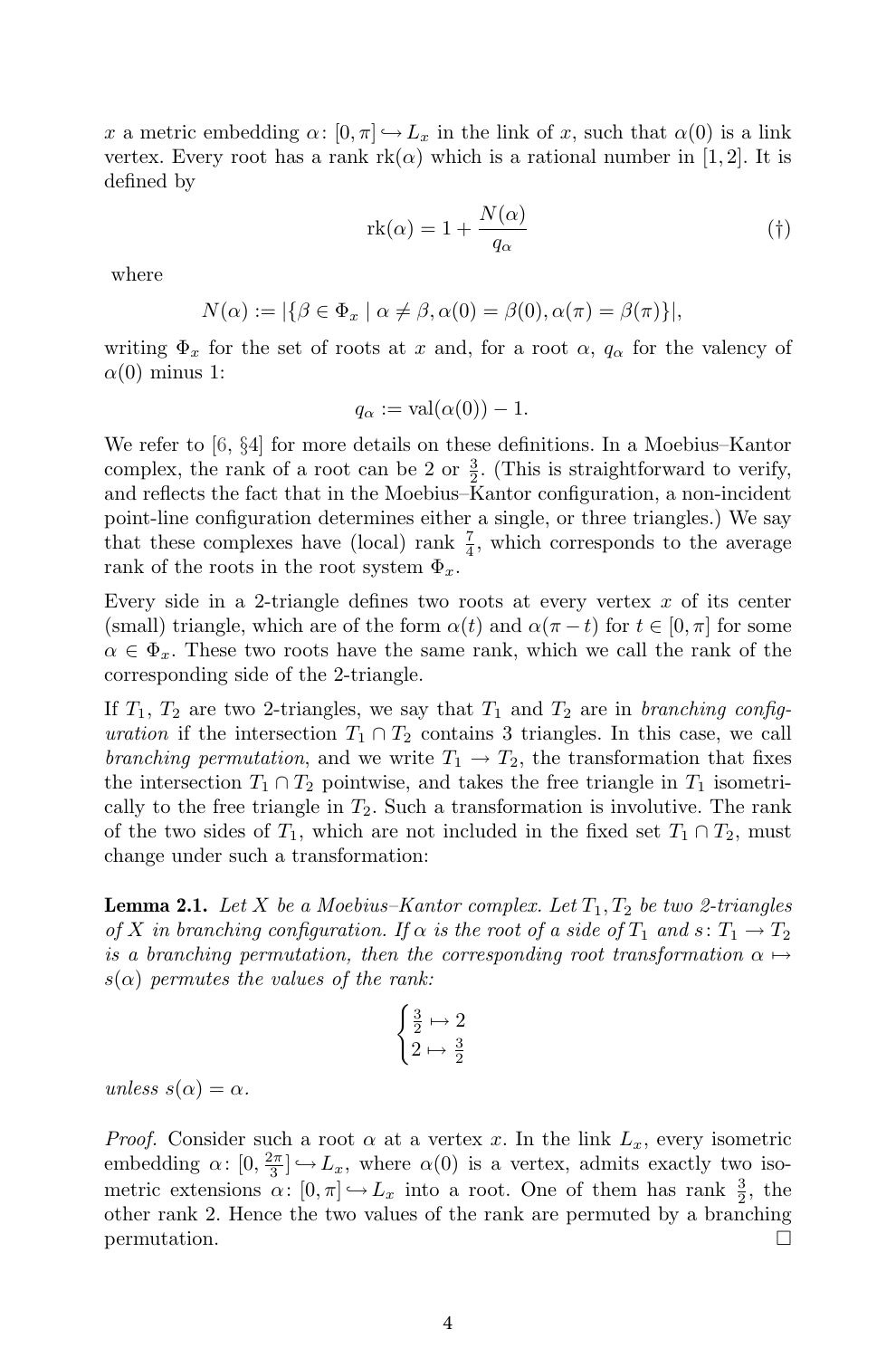$x$ a metric embedding $\alpha\colon [0,\pi] \hookrightarrow L_x$ in the link of $x$, such that $\alpha(0)$ is a link vertex. Every root has a rank $\mathrm{rk}(\alpha)$ which is a rational number in $[1,2]$. It is defined by

$$\mathrm{rk}(\alpha) = 1 + \frac{N(\alpha)}{q_\alpha} \tag{†}$$

where

$$N(\alpha) := |\{\beta \in \Phi_x \mid \alpha \neq \beta, \alpha(0) = \beta(0), \alpha(\pi) = \beta(\pi)\}|,$$

writing $\Phi_x$ for the set of roots at $x$ and, for a root $\alpha$, $q_\alpha$ for the valency of $\alpha(0)$ minus 1:

$$q_\alpha := \mathrm{val}(\alpha(0)) - 1.$$

We refer to [6, §4] for more details on these definitions. In a Moebius–Kantor complex, the rank of a root can be 2 or $\frac{3}{2}$. (This is straightforward to verify, and reflects the fact that in the Moebius–Kantor configuration, a non-incident point-line configuration determines either a single, or three triangles.) We say that these complexes have (local) rank $\frac{7}{4}$, which corresponds to the average rank of the roots in the root system $\Phi_x$.

Every side in a 2-triangle defines two roots at every vertex $x$ of its center (small) triangle, which are of the form $\alpha(t)$ and $\alpha(\pi - t)$ for $t \in [0,\pi]$ for some $\alpha \in \Phi_x$. These two roots have the same rank, which we call the rank of the corresponding side of the 2-triangle.

If $T_1$, $T_2$ are two 2-triangles, we say that $T_1$ and $T_2$ are in *branching configuration* if the intersection $T_1 \cap T_2$ contains 3 triangles. In this case, we call *branching permutation*, and we write $T_1 \to T_2$, the transformation that fixes the intersection $T_1 \cap T_2$ pointwise, and takes the free triangle in $T_1$ isometrically to the free triangle in $T_2$. Such a transformation is involutive. The rank of the two sides of $T_1$, which are not included in the fixed set $T_1 \cap T_2$, must change under such a transformation:

**Lemma 2.1.** *Let $X$ be a Moebius–Kantor complex. Let $T_1, T_2$ be two 2-triangles of $X$ in branching configuration. If $\alpha$ is the root of a side of $T_1$ and $s\colon T_1 \to T_2$ is a branching permutation, then the corresponding root transformation $\alpha \mapsto s(\alpha)$ permutes the values of the rank:*

$$\begin{cases} \frac{3}{2} \mapsto 2 \\ 2 \mapsto \frac{3}{2} \end{cases}$$

*unless $s(\alpha) = \alpha$.*

*Proof.* Consider such a root $\alpha$ at a vertex $x$. In the link $L_x$, every isometric embedding $\alpha\colon [0, \frac{2\pi}{3}] \hookrightarrow L_x$, where $\alpha(0)$ is a vertex, admits exactly two isometric extensions $\alpha\colon [0,\pi] \hookrightarrow L_x$ into a root. One of them has rank $\frac{3}{2}$, the other rank 2. Hence the two values of the rank are permuted by a branching permutation. □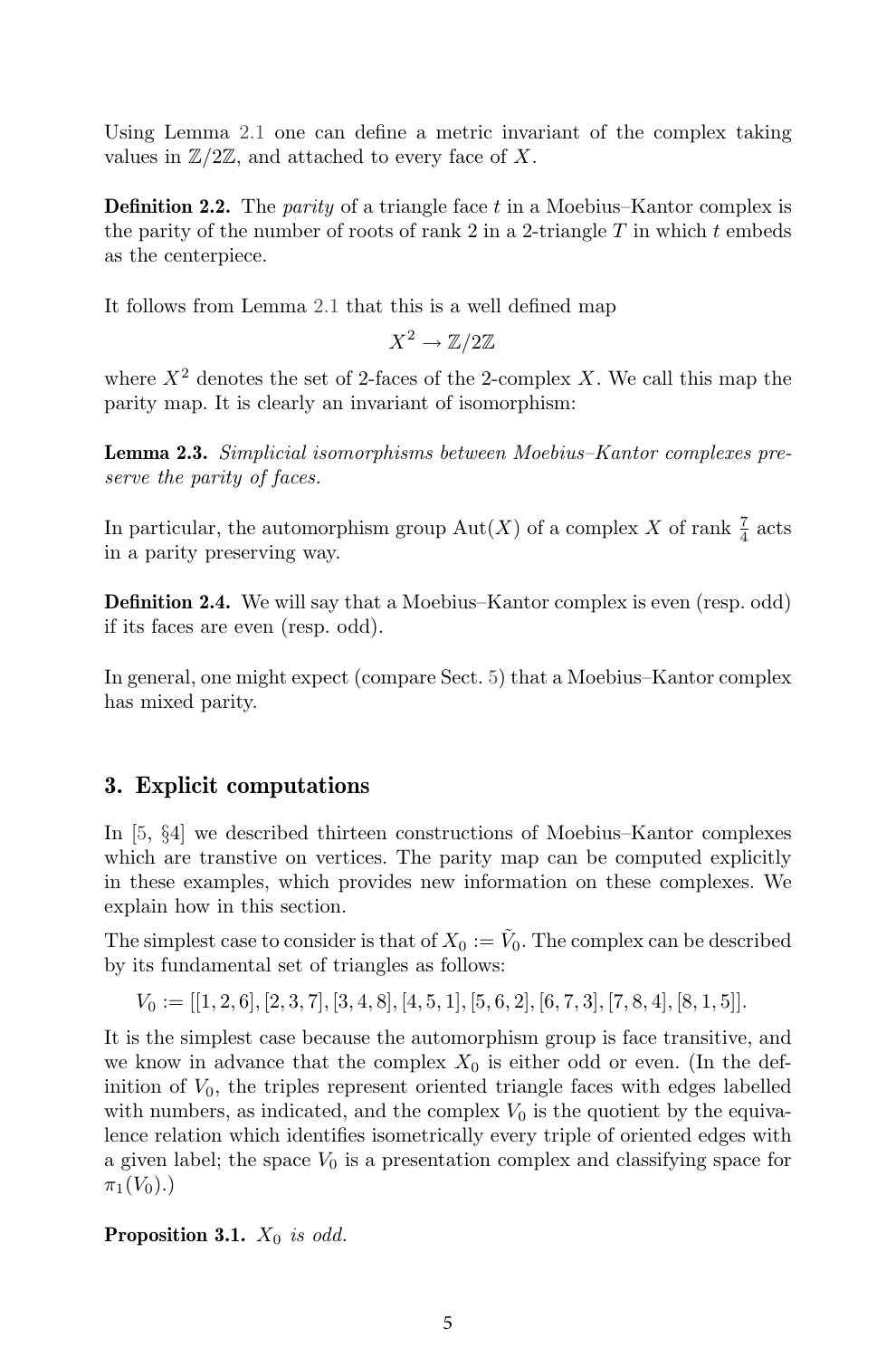Using Lemma 2.1 one can define a metric invariant of the complex taking values in $\mathbb{Z}/2\mathbb{Z}$, and attached to every face of $X$.

**Definition 2.2.** The *parity* of a triangle face $t$ in a Moebius–Kantor complex is the parity of the number of roots of rank 2 in a 2-triangle $T$ in which $t$ embeds as the centerpiece.

It follows from Lemma 2.1 that this is a well defined map

$$X^2 \to \mathbb{Z}/2\mathbb{Z}$$

where $X^2$ denotes the set of 2-faces of the 2-complex $X$. We call this map the parity map. It is clearly an invariant of isomorphism:

**Lemma 2.3.** *Simplicial isomorphisms between Moebius–Kantor complexes preserve the parity of faces.*

In particular, the automorphism group $\mathrm{Aut}(X)$ of a complex $X$ of rank $\frac{7}{4}$ acts in a parity preserving way.

**Definition 2.4.** We will say that a Moebius–Kantor complex is even (resp. odd) if its faces are even (resp. odd).

In general, one might expect (compare Sect. 5) that a Moebius–Kantor complex has mixed parity.

## 3. Explicit computations

In [5, §4] we described thirteen constructions of Moebius–Kantor complexes which are transtive on vertices. The parity map can be computed explicitly in these examples, which provides new information on these complexes. We explain how in this section.

The simplest case to consider is that of $X_0 := \tilde{V}_0$. The complex can be described by its fundamental set of triangles as follows:

$$V_0 := [[1,2,6],[2,3,7],[3,4,8],[4,5,1],[5,6,2],[6,7,3],[7,8,4],[8,1,5]].$$

It is the simplest case because the automorphism group is face transitive, and we know in advance that the complex $X_0$ is either odd or even. (In the definition of $V_0$, the triples represent oriented triangle faces with edges labelled with numbers, as indicated, and the complex $V_0$ is the quotient by the equivalence relation which identifies isometrically every triple of oriented edges with a given label; the space $V_0$ is a presentation complex and classifying space for $\pi_1(V_0)$.)

**Proposition 3.1.** *$X_0$ is odd.*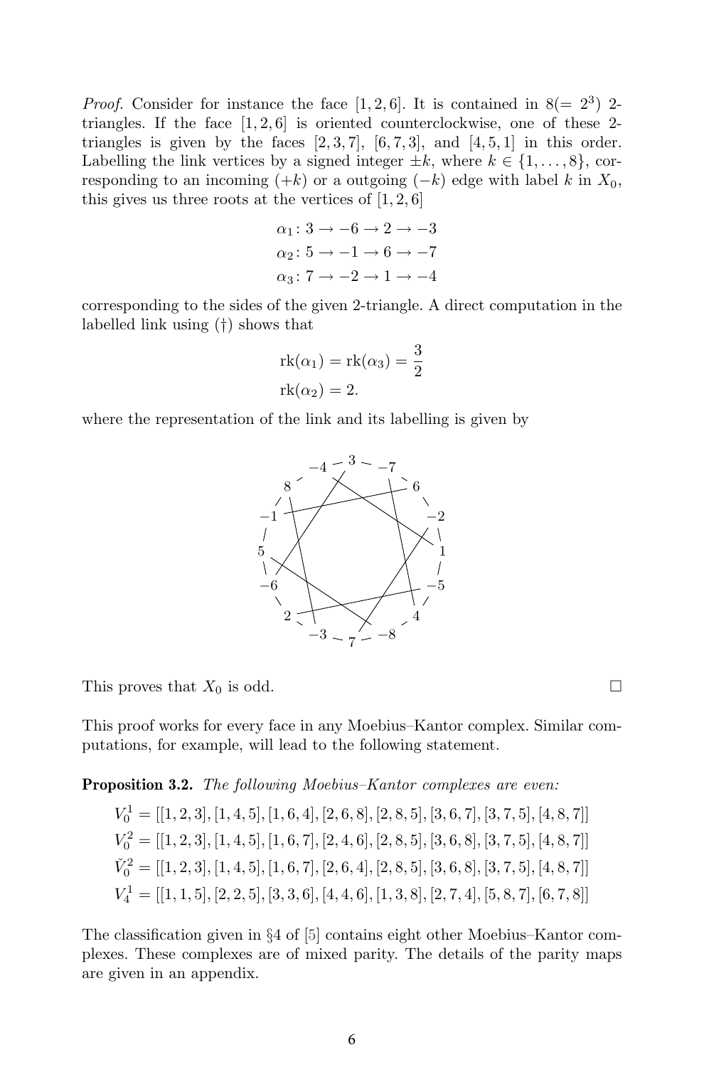*Proof.* Consider for instance the face $[1,2,6]$. It is contained in $8(=2^3)$ 2-triangles. If the face $[1,2,6]$ is oriented counterclockwise, one of these 2-triangles is given by the faces $[2,3,7]$, $[6,7,3]$, and $[4,5,1]$ in this order. Labelling the link vertices by a signed integer $\pm k$, where $k \in \{1,\ldots,8\}$, corresponding to an incoming $(+k)$ or a outgoing $(-k)$ edge with label $k$ in $X_0$, this gives us three roots at the vertices of $[1,2,6]$

$$\alpha_1 \colon 3 \to -6 \to 2 \to -3$$
$$\alpha_2 \colon 5 \to -1 \to 6 \to -7$$
$$\alpha_3 \colon 7 \to -2 \to 1 \to -4$$

corresponding to the sides of the given 2-triangle. A direct computation in the labelled link using (†) shows that

$$\mathrm{rk}(\alpha_1) = \mathrm{rk}(\alpha_3) = \frac{3}{2}$$
$$\mathrm{rk}(\alpha_2) = 2.$$

where the representation of the link and its labelling is given by

This proves that $X_0$ is odd. $\square$

This proof works for every face in any Moebius–Kantor complex. Similar computations, for example, will lead to the following statement.

**Proposition 3.2.** *The following Moebius–Kantor complexes are even:*

$$V_0^1 = [[1,2,3],[1,4,5],[1,6,4],[2,6,8],[2,8,5],[3,6,7],[3,7,5],[4,8,7]]$$
$$V_0^2 = [[1,2,3],[1,4,5],[1,6,7],[2,4,6],[2,8,5],[3,6,8],[3,7,5],[4,8,7]]$$
$$\check{V}_0^2 = [[1,2,3],[1,4,5],[1,6,7],[2,6,4],[2,8,5],[3,6,8],[3,7,5],[4,8,7]]$$
$$V_4^1 = [[1,1,5],[2,2,5],[3,3,6],[4,4,6],[1,3,8],[2,7,4],[5,8,7],[6,7,8]]$$

The classification given in §4 of [5] contains eight other Moebius–Kantor complexes. These complexes are of mixed parity. The details of the parity maps are given in an appendix.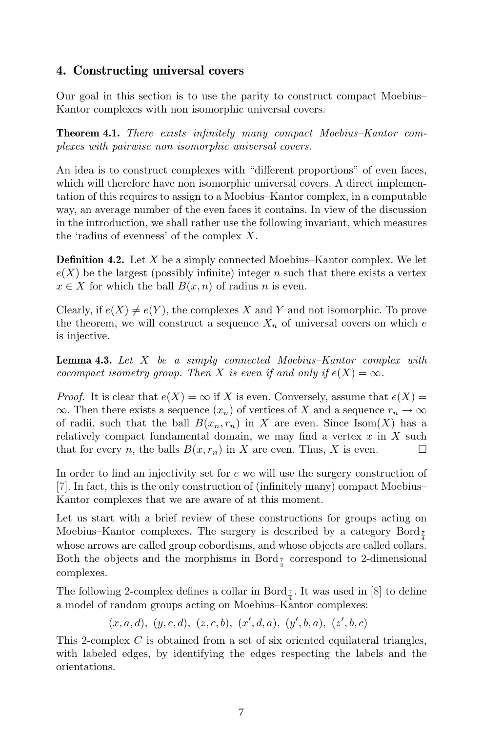## 4. Constructing universal covers

Our goal in this section is to use the parity to construct compact Moebius–Kantor complexes with non isomorphic universal covers.

**Theorem 4.1.** *There exists infinitely many compact Moebius–Kantor complexes with pairwise non isomorphic universal covers.*

An idea is to construct complexes with "different proportions" of even faces, which will therefore have non isomorphic universal covers. A direct implementation of this requires to assign to a Moebius–Kantor complex, in a computable way, an average number of the even faces it contains. In view of the discussion in the introduction, we shall rather use the following invariant, which measures the 'radius of evenness' of the complex $X$.

**Definition 4.2.** Let $X$ be a simply connected Moebius–Kantor complex. We let $e(X)$ be the largest (possibly infinite) integer $n$ such that there exists a vertex $x \in X$ for which the ball $B(x,n)$ of radius $n$ is even.

Clearly, if $e(X) \neq e(Y)$, the complexes $X$ and $Y$ and not isomorphic. To prove the theorem, we will construct a sequence $X_n$ of universal covers on which $e$ is injective.

**Lemma 4.3.** *Let $X$ be a simply connected Moebius–Kantor complex with cocompact isometry group. Then $X$ is even if and only if $e(X) = \infty$.*

*Proof.* It is clear that $e(X) = \infty$ if $X$ is even. Conversely, assume that $e(X) = \infty$. Then there exists a sequence $(x_n)$ of vertices of $X$ and a sequence $r_n \to \infty$ of radii, such that the ball $B(x_n, r_n)$ in $X$ are even. Since $\mathrm{Isom}(X)$ has a relatively compact fundamental domain, we may find a vertex $x$ in $X$ such that for every $n$, the balls $B(x, r_n)$ in $X$ are even. Thus, $X$ is even. □

In order to find an injectivity set for $e$ we will use the surgery construction of [7]. In fact, this is the only construction of (infinitely many) compact Moebius–Kantor complexes that we are aware of at this moment.

Let us start with a brief review of these constructions for groups acting on Moebius–Kantor complexes. The surgery is described by a category $\mathrm{Bord}_{\frac{7}{4}}$ whose arrows are called group cobordisms, and whose objects are called collars. Both the objects and the morphisms in $\mathrm{Bord}_{\frac{7}{4}}$ correspond to 2-dimensional complexes.

The following 2-complex defines a collar in $\mathrm{Bord}_{\frac{7}{4}}$. It was used in [8] to define a model of random groups acting on Moebius–Kantor complexes:

$$(x, a, d),\ (y, c, d),\ (z, c, b),\ (x', d, a),\ (y', b, a),\ (z', b, c)$$

This 2-complex $C$ is obtained from a set of six oriented equilateral triangles, with labeled edges, by identifying the edges respecting the labels and the orientations.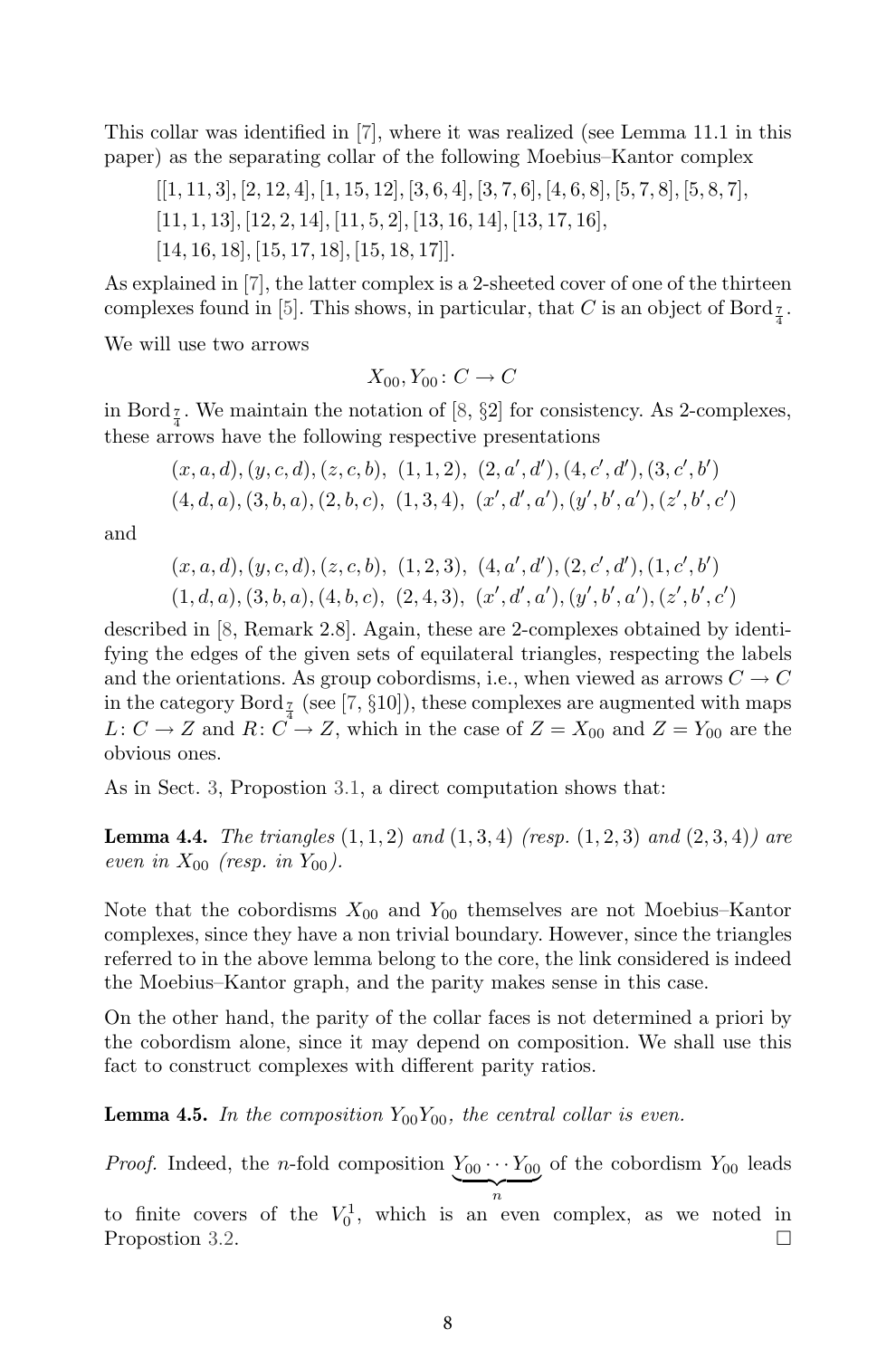This collar was identified in [7], where it was realized (see Lemma 11.1 in this paper) as the separating collar of the following Moebius–Kantor complex

$$[[1, 11, 3], [2, 12, 4], [1, 15, 12], [3, 6, 4], [3, 7, 6], [4, 6, 8], [5, 7, 8], [5, 8, 7],$$
$$[11, 1, 13], [12, 2, 14], [11, 5, 2], [13, 16, 14], [13, 17, 16],$$
$$[14, 16, 18], [15, 17, 18], [15, 18, 17]].$$

As explained in [7], the latter complex is a 2-sheeted cover of one of the thirteen complexes found in [5]. This shows, in particular, that $C$ is an object of $\mathrm{Bord}_{\frac{7}{4}}$.

We will use two arrows

$$X_{00}, Y_{00} \colon C \to C$$

in $\mathrm{Bord}_{\frac{7}{4}}$. We maintain the notation of [8, §2] for consistency. As 2-complexes, these arrows have the following respective presentations

$$(x, a, d), (y, c, d), (z, c, b),\ (1, 1, 2),\ (2, a', d'), (4, c', d'), (3, c', b')$$
$$(4, d, a), (3, b, a), (2, b, c),\ (1, 3, 4),\ (x', d', a'), (y', b', a'), (z', b', c')$$

and

$$(x, a, d), (y, c, d), (z, c, b),\ (1, 2, 3),\ (4, a', d'), (2, c', d'), (1, c', b')$$
$$(1, d, a), (3, b, a), (4, b, c),\ (2, 4, 3),\ (x', d', a'), (y', b', a'), (z', b', c')$$

described in [8, Remark 2.8]. Again, these are 2-complexes obtained by identifying the edges of the given sets of equilateral triangles, respecting the labels and the orientations. As group cobordisms, i.e., when viewed as arrows $C \to C$ in the category $\mathrm{Bord}_{\frac{7}{4}}$ (see [7, §10]), these complexes are augmented with maps $L \colon C \to Z$ and $R \colon C \to Z$, which in the case of $Z = X_{00}$ and $Z = Y_{00}$ are the obvious ones.

As in Sect. 3, Propostion 3.1, a direct computation shows that:

**Lemma 4.4.** *The triangles* $(1, 1, 2)$ *and* $(1, 3, 4)$ *(resp.* $(1, 2, 3)$ *and* $(2, 3, 4)$*) are even in* $X_{00}$ *(resp. in* $Y_{00}$*).*

Note that the cobordisms $X_{00}$ and $Y_{00}$ themselves are not Moebius–Kantor complexes, since they have a non trivial boundary. However, since the triangles referred to in the above lemma belong to the core, the link considered is indeed the Moebius–Kantor graph, and the parity makes sense in this case.

On the other hand, the parity of the collar faces is not determined a priori by the cobordism alone, since it may depend on composition. We shall use this fact to construct complexes with different parity ratios.

**Lemma 4.5.** *In the composition* $Y_{00}Y_{00}$*, the central collar is even.*

*Proof.* Indeed, the $n$-fold composition $\underbrace{Y_{00} \cdots Y_{00}}_{n}$ of the cobordism $Y_{00}$ leads to finite covers of the $V_0^1$, which is an even complex, as we noted in Propostion 3.2. $\square$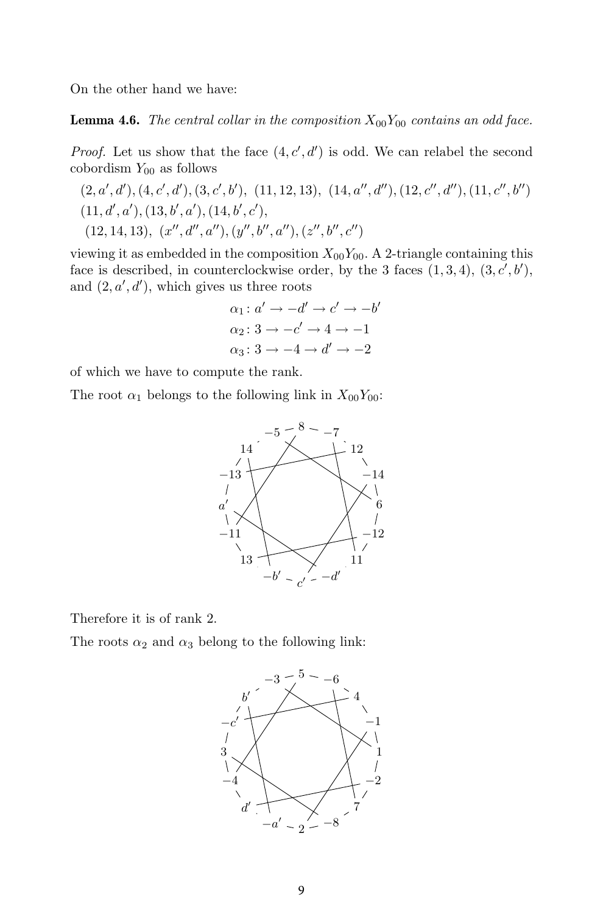On the other hand we have:

**Lemma 4.6.** *The central collar in the composition $X_{00}Y_{00}$ contains an odd face.*

*Proof.* Let us show that the face $(4, c', d')$ is odd. We can relabel the second cobordism $Y_{00}$ as follows

$$(2, a', d'), (4, c', d'), (3, c', b'),\ (11, 12, 13),\ (14, a'', d''), (12, c'', d''), (11, c'', b'')$$
$$(11, d', a'), (13, b', a'), (14, b', c'),$$
$$(12, 14, 13),\ (x'', d'', a''), (y'', b'', a''), (z'', b'', c'')$$

viewing it as embedded in the composition $X_{00}Y_{00}$. A 2-triangle containing this face is described, in counterclockwise order, by the 3 faces $(1, 3, 4)$, $(3, c', b')$, and $(2, a', d')$, which gives us three roots

$$\alpha_1 \colon a' \to -d' \to c' \to -b'$$
$$\alpha_2 \colon 3 \to -c' \to 4 \to -1$$
$$\alpha_3 \colon 3 \to -4 \to d' \to -2$$

of which we have to compute the rank.

The root $\alpha_1$ belongs to the following link in $X_{00}Y_{00}$:

Therefore it is of rank 2.

The roots $\alpha_2$ and $\alpha_3$ belong to the following link: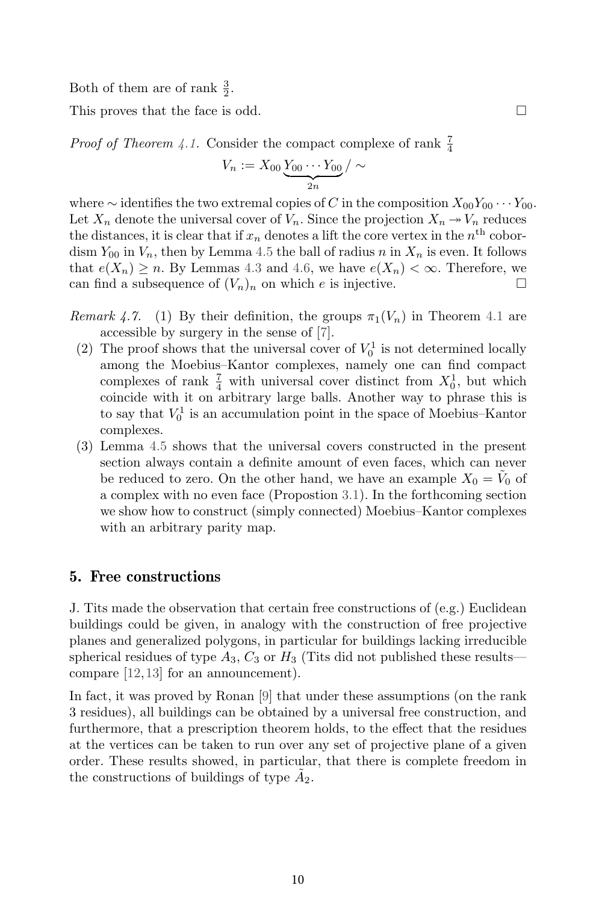Both of them are of rank $\frac{3}{2}$.

This proves that the face is odd. □

*Proof of Theorem 4.1.* Consider the compact complexe of rank $\frac{7}{4}$

$$V_n := X_{00} \underbrace{Y_{00} \cdots Y_{00}}_{2n} / \sim$$

where $\sim$ identifies the two extremal copies of $C$ in the composition $X_{00}Y_{00} \cdots Y_{00}$. Let $X_n$ denote the universal cover of $V_n$. Since the projection $X_n \twoheadrightarrow V_n$ reduces the distances, it is clear that if $x_n$ denotes a lift the core vertex in the $n^{\text{th}}$ cobordism $Y_{00}$ in $V_n$, then by Lemma 4.5 the ball of radius $n$ in $X_n$ is even. It follows that $e(X_n) \geq n$. By Lemmas 4.3 and 4.6, we have $e(X_n) < \infty$. Therefore, we can find a subsequence of $(V_n)_n$ on which $e$ is injective. □

*Remark 4.7.* (1) By their definition, the groups $\pi_1(V_n)$ in Theorem 4.1 are accessible by surgery in the sense of [7].

(2) The proof shows that the universal cover of $V_0^1$ is not determined locally among the Moebius–Kantor complexes, namely one can find compact complexes of rank $\frac{7}{4}$ with universal cover distinct from $X_0^1$, but which coincide with it on arbitrary large balls. Another way to phrase this is to say that $V_0^1$ is an accumulation point in the space of Moebius–Kantor complexes.

(3) Lemma 4.5 shows that the universal covers constructed in the present section always contain a definite amount of even faces, which can never be reduced to zero. On the other hand, we have an example $X_0 = \tilde{V}_0$ of a complex with no even face (Propostion 3.1). In the forthcoming section we show how to construct (simply connected) Moebius–Kantor complexes with an arbitrary parity map.

## 5. Free constructions

J. Tits made the observation that certain free constructions of (e.g.) Euclidean buildings could be given, in analogy with the construction of free projective planes and generalized polygons, in particular for buildings lacking irreducible spherical residues of type $A_3$, $C_3$ or $H_3$ (Tits did not published these results—compare [12, 13] for an announcement).

In fact, it was proved by Ronan [9] that under these assumptions (on the rank 3 residues), all buildings can be obtained by a universal free construction, and furthermore, that a prescription theorem holds, to the effect that the residues at the vertices can be taken to run over any set of projective plane of a given order. These results showed, in particular, that there is complete freedom in the constructions of buildings of type $\tilde{A}_2$.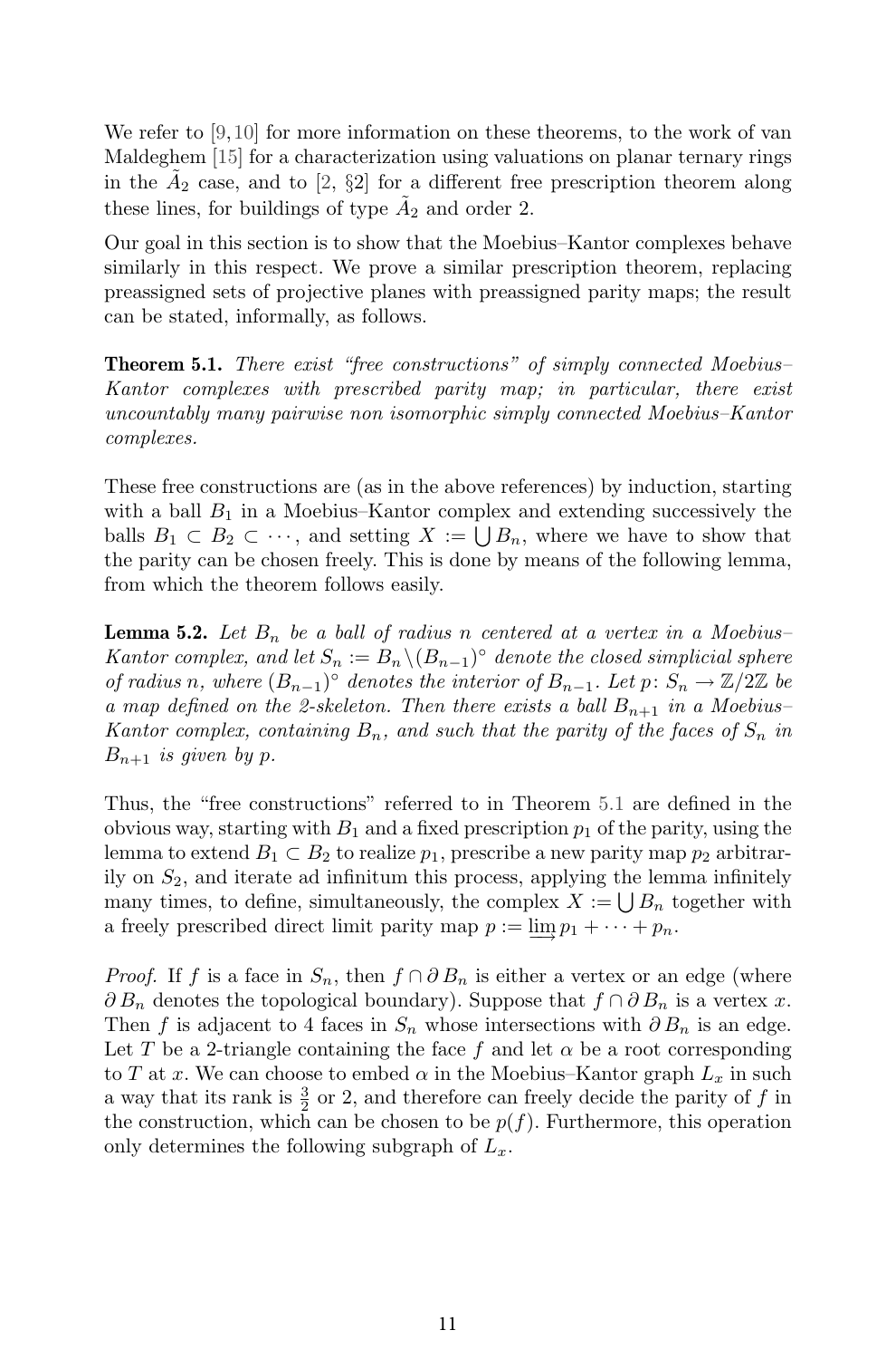We refer to [9, 10] for more information on these theorems, to the work of van Maldeghem [15] for a characterization using valuations on planar ternary rings in the $\widetilde{A}_2$ case, and to [2, §2] for a different free prescription theorem along these lines, for buildings of type $\widetilde{A}_2$ and order 2.

Our goal in this section is to show that the Moebius–Kantor complexes behave similarly in this respect. We prove a similar prescription theorem, replacing preassigned sets of projective planes with preassigned parity maps; the result can be stated, informally, as follows.

**Theorem 5.1.** *There exist "free constructions" of simply connected Moebius–Kantor complexes with prescribed parity map; in particular, there exist uncountably many pairwise non isomorphic simply connected Moebius–Kantor complexes.*

These free constructions are (as in the above references) by induction, starting with a ball $B_1$ in a Moebius–Kantor complex and extending successively the balls $B_1 \subset B_2 \subset \cdots$, and setting $X := \bigcup B_n$, where we have to show that the parity can be chosen freely. This is done by means of the following lemma, from which the theorem follows easily.

**Lemma 5.2.** *Let $B_n$ be a ball of radius $n$ centered at a vertex in a Moebius–Kantor complex, and let $S_n := B_n \backslash (B_{n-1})^\circ$ denote the closed simplicial sphere of radius $n$, where $(B_{n-1})^\circ$ denotes the interior of $B_{n-1}$. Let $p\colon S_n \to \mathbb{Z}/2\mathbb{Z}$ be a map defined on the 2-skeleton. Then there exists a ball $B_{n+1}$ in a Moebius–Kantor complex, containing $B_n$, and such that the parity of the faces of $S_n$ in $B_{n+1}$ is given by $p$.*

Thus, the "free constructions" referred to in Theorem 5.1 are defined in the obvious way, starting with $B_1$ and a fixed prescription $p_1$ of the parity, using the lemma to extend $B_1 \subset B_2$ to realize $p_1$, prescribe a new parity map $p_2$ arbitrarily on $S_2$, and iterate ad infinitum this process, applying the lemma infinitely many times, to define, simultaneously, the complex $X := \bigcup B_n$ together with a freely prescribed direct limit parity map $p := \varinjlim p_1 + \cdots + p_n$.

*Proof.* If $f$ is a face in $S_n$, then $f \cap \partial B_n$ is either a vertex or an edge (where $\partial B_n$ denotes the topological boundary). Suppose that $f \cap \partial B_n$ is a vertex $x$. Then $f$ is adjacent to 4 faces in $S_n$ whose intersections with $\partial B_n$ is an edge. Let $T$ be a 2-triangle containing the face $f$ and let $\alpha$ be a root corresponding to $T$ at $x$. We can choose to embed $\alpha$ in the Moebius–Kantor graph $L_x$ in such a way that its rank is $\frac{3}{2}$ or 2, and therefore can freely decide the parity of $f$ in the construction, which can be chosen to be $p(f)$. Furthermore, this operation only determines the following subgraph of $L_x$.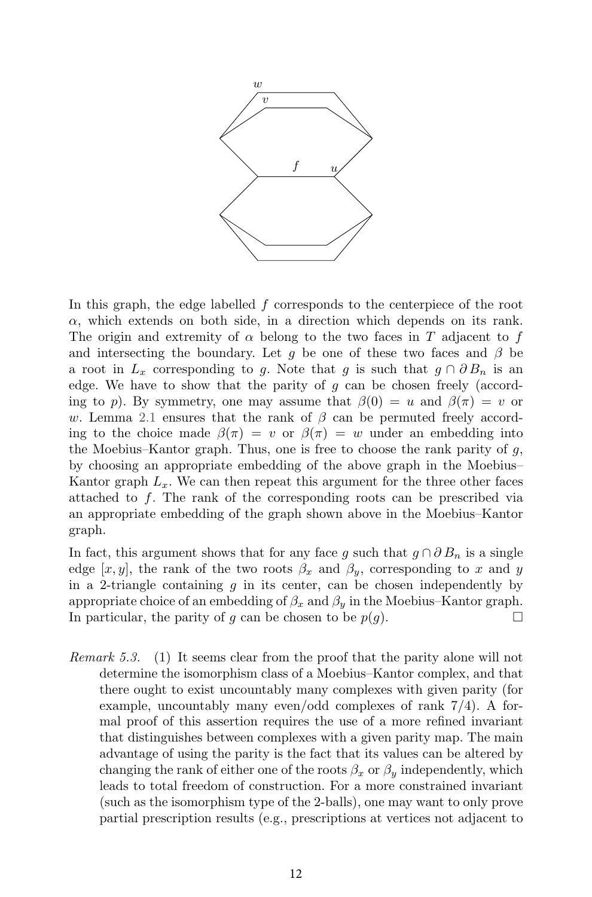In this graph, the edge labelled $f$ corresponds to the centerpiece of the root $\alpha$, which extends on both side, in a direction which depends on its rank. The origin and extremity of $\alpha$ belong to the two faces in $T$ adjacent to $f$ and intersecting the boundary. Let $g$ be one of these two faces and $\beta$ be a root in $L_x$ corresponding to $g$. Note that $g$ is such that $g \cap \partial B_n$ is an edge. We have to show that the parity of $g$ can be chosen freely (according to $p$). By symmetry, one may assume that $\beta(0) = u$ and $\beta(\pi) = v$ or $w$. Lemma 2.1 ensures that the rank of $\beta$ can be permuted freely according to the choice made $\beta(\pi) = v$ or $\beta(\pi) = w$ under an embedding into the Moebius–Kantor graph. Thus, one is free to choose the rank parity of $g$, by choosing an appropriate embedding of the above graph in the Moebius–Kantor graph $L_x$. We can then repeat this argument for the three other faces attached to $f$. The rank of the corresponding roots can be prescribed via an appropriate embedding of the graph shown above in the Moebius–Kantor graph.

In fact, this argument shows that for any face $g$ such that $g \cap \partial B_n$ is a single edge $[x, y]$, the rank of the two roots $\beta_x$ and $\beta_y$, corresponding to $x$ and $y$ in a 2-triangle containing $g$ in its center, can be chosen independently by appropriate choice of an embedding of $\beta_x$ and $\beta_y$ in the Moebius–Kantor graph. In particular, the parity of $g$ can be chosen to be $p(g)$. $\square$

*Remark 5.3.* (1) It seems clear from the proof that the parity alone will not determine the isomorphism class of a Moebius–Kantor complex, and that there ought to exist uncountably many complexes with given parity (for example, uncountably many even/odd complexes of rank 7/4). A formal proof of this assertion requires the use of a more refined invariant that distinguishes between complexes with a given parity map. The main advantage of using the parity is the fact that its values can be altered by changing the rank of either one of the roots $\beta_x$ or $\beta_y$ independently, which leads to total freedom of construction. For a more constrained invariant (such as the isomorphism type of the 2-balls), one may want to only prove partial prescription results (e.g., prescriptions at vertices not adjacent to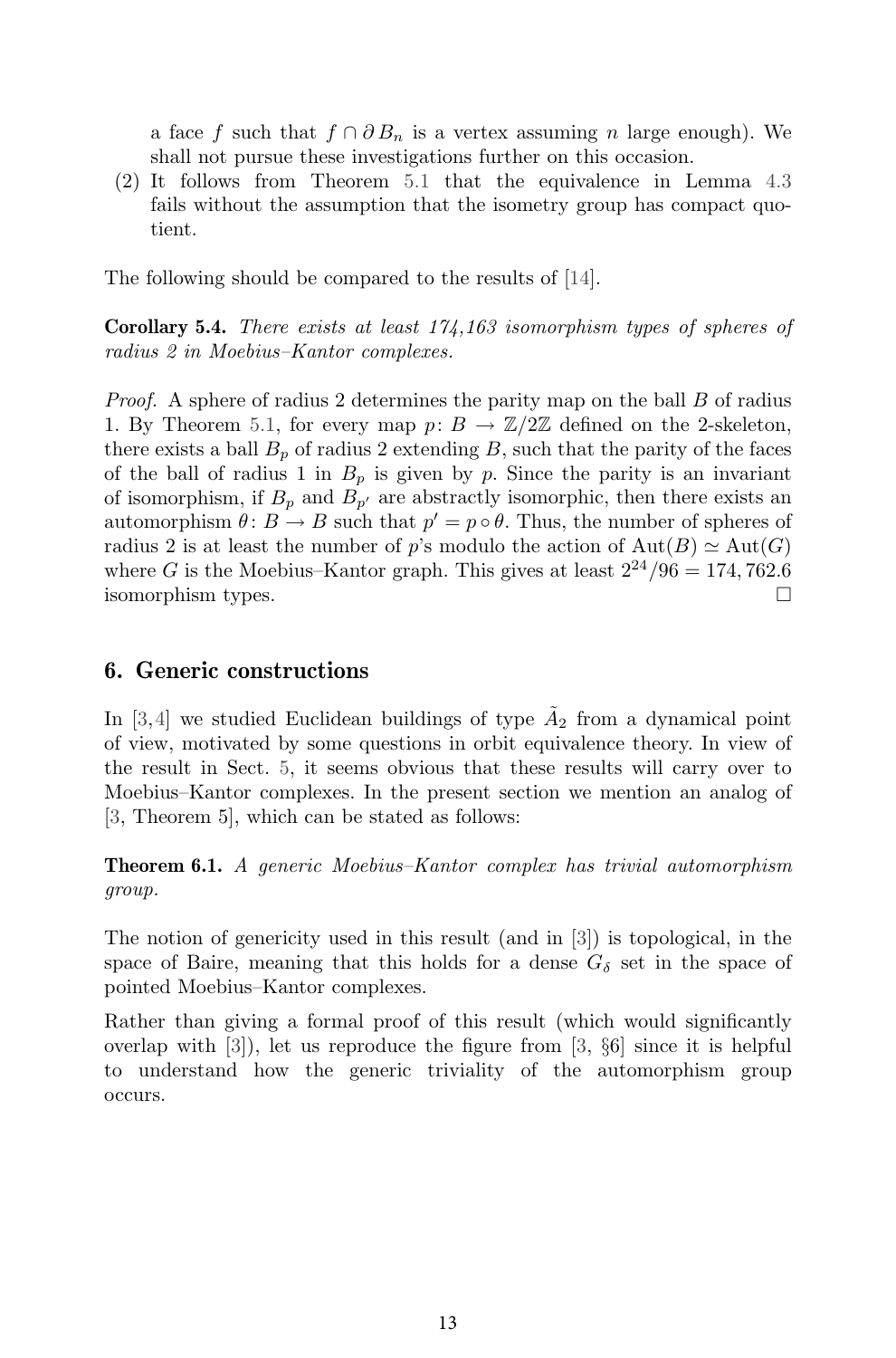a face $f$ such that $f \cap \partial B_n$ is a vertex assuming $n$ large enough). We shall not pursue these investigations further on this occasion.

(2) It follows from Theorem 5.1 that the equivalence in Lemma 4.3 fails without the assumption that the isometry group has compact quotient.

The following should be compared to the results of [14].

**Corollary 5.4.** *There exists at least 174,163 isomorphism types of spheres of radius 2 in Moebius–Kantor complexes.*

*Proof.* A sphere of radius 2 determines the parity map on the ball $B$ of radius 1. By Theorem 5.1, for every map $p\colon B \to \mathbb{Z}/2\mathbb{Z}$ defined on the 2-skeleton, there exists a ball $B_p$ of radius 2 extending $B$, such that the parity of the faces of the ball of radius 1 in $B_p$ is given by $p$. Since the parity is an invariant of isomorphism, if $B_p$ and $B_{p'}$ are abstractly isomorphic, then there exists an automorphism $\theta\colon B \to B$ such that $p' = p \circ \theta$. Thus, the number of spheres of radius 2 is at least the number of $p$'s modulo the action of $\mathrm{Aut}(B) \simeq \mathrm{Aut}(G)$ where $G$ is the Moebius–Kantor graph. This gives at least $2^{24}/96 = 174,762.6$ isomorphism types. □

## 6. Generic constructions

In [3,4] we studied Euclidean buildings of type $\tilde{A}_2$ from a dynamical point of view, motivated by some questions in orbit equivalence theory. In view of the result in Sect. 5, it seems obvious that these results will carry over to Moebius–Kantor complexes. In the present section we mention an analog of [3, Theorem 5], which can be stated as follows:

**Theorem 6.1.** *A generic Moebius–Kantor complex has trivial automorphism group.*

The notion of genericity used in this result (and in [3]) is topological, in the space of Baire, meaning that this holds for a dense $G_\delta$ set in the space of pointed Moebius–Kantor complexes.

Rather than giving a formal proof of this result (which would significantly overlap with [3]), let us reproduce the figure from [3, §6] since it is helpful to understand how the generic triviality of the automorphism group occurs.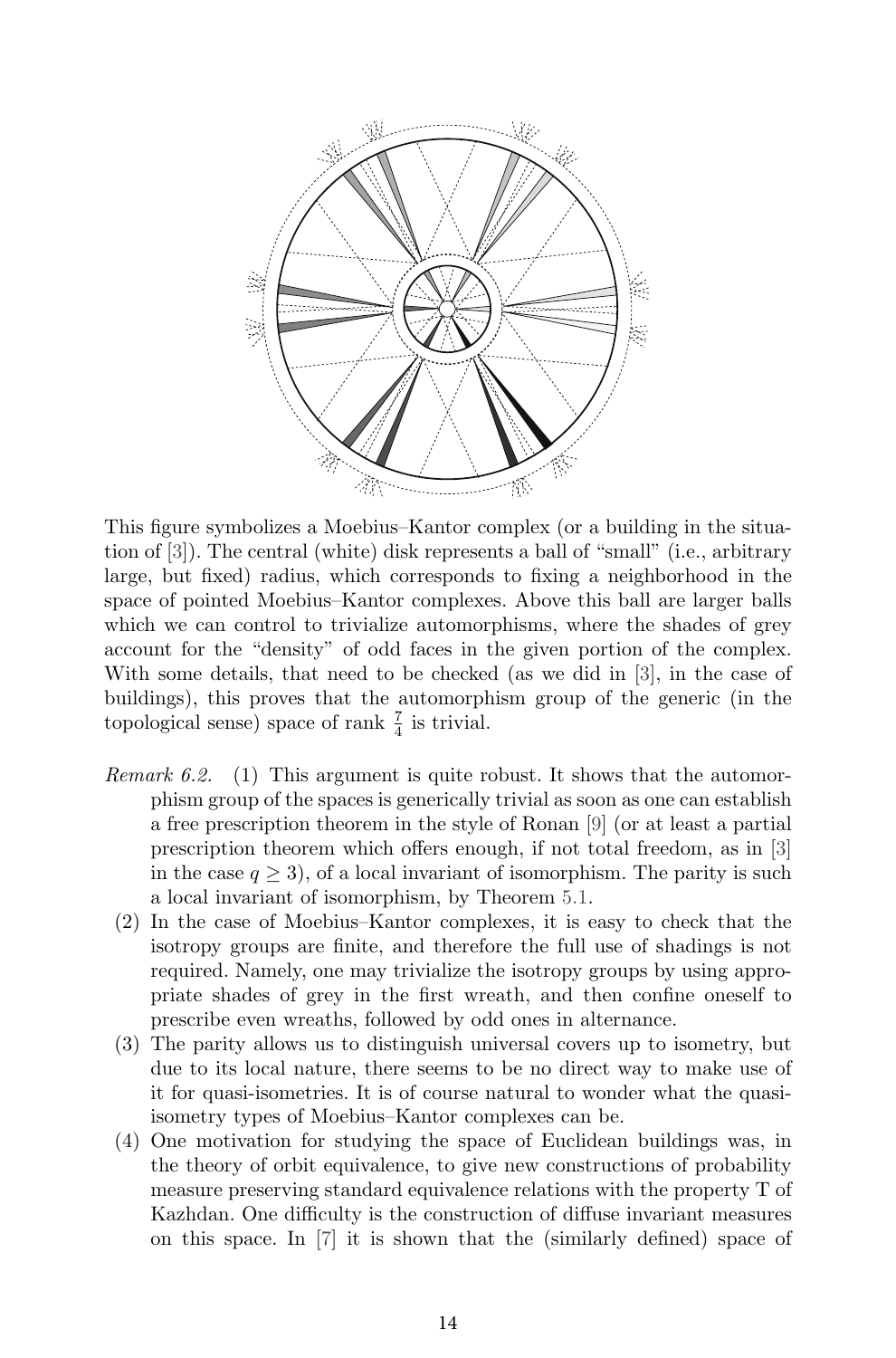This figure symbolizes a Moebius–Kantor complex (or a building in the situation of [3]). The central (white) disk represents a ball of "small" (i.e., arbitrary large, but fixed) radius, which corresponds to fixing a neighborhood in the space of pointed Moebius–Kantor complexes. Above this ball are larger balls which we can control to trivialize automorphisms, where the shades of grey account for the "density" of odd faces in the given portion of the complex. With some details, that need to be checked (as we did in [3], in the case of buildings), this proves that the automorphism group of the generic (in the topological sense) space of rank $\frac{7}{4}$ is trivial.

*Remark 6.2.* (1) This argument is quite robust. It shows that the automorphism group of the spaces is generically trivial as soon as one can establish a free prescription theorem in the style of Ronan [9] (or at least a partial prescription theorem which offers enough, if not total freedom, as in [3] in the case $q \geq 3$), of a local invariant of isomorphism. The parity is such a local invariant of isomorphism, by Theorem 5.1.

(2) In the case of Moebius–Kantor complexes, it is easy to check that the isotropy groups are finite, and therefore the full use of shadings is not required. Namely, one may trivialize the isotropy groups by using appropriate shades of grey in the first wreath, and then confine oneself to prescribe even wreaths, followed by odd ones in alternance.

(3) The parity allows us to distinguish universal covers up to isometry, but due to its local nature, there seems to be no direct way to make use of it for quasi-isometries. It is of course natural to wonder what the quasi-isometry types of Moebius–Kantor complexes can be.

(4) One motivation for studying the space of Euclidean buildings was, in the theory of orbit equivalence, to give new constructions of probability measure preserving standard equivalence relations with the property T of Kazhdan. One difficulty is the construction of diffuse invariant measures on this space. In [7] it is shown that the (similarly defined) space of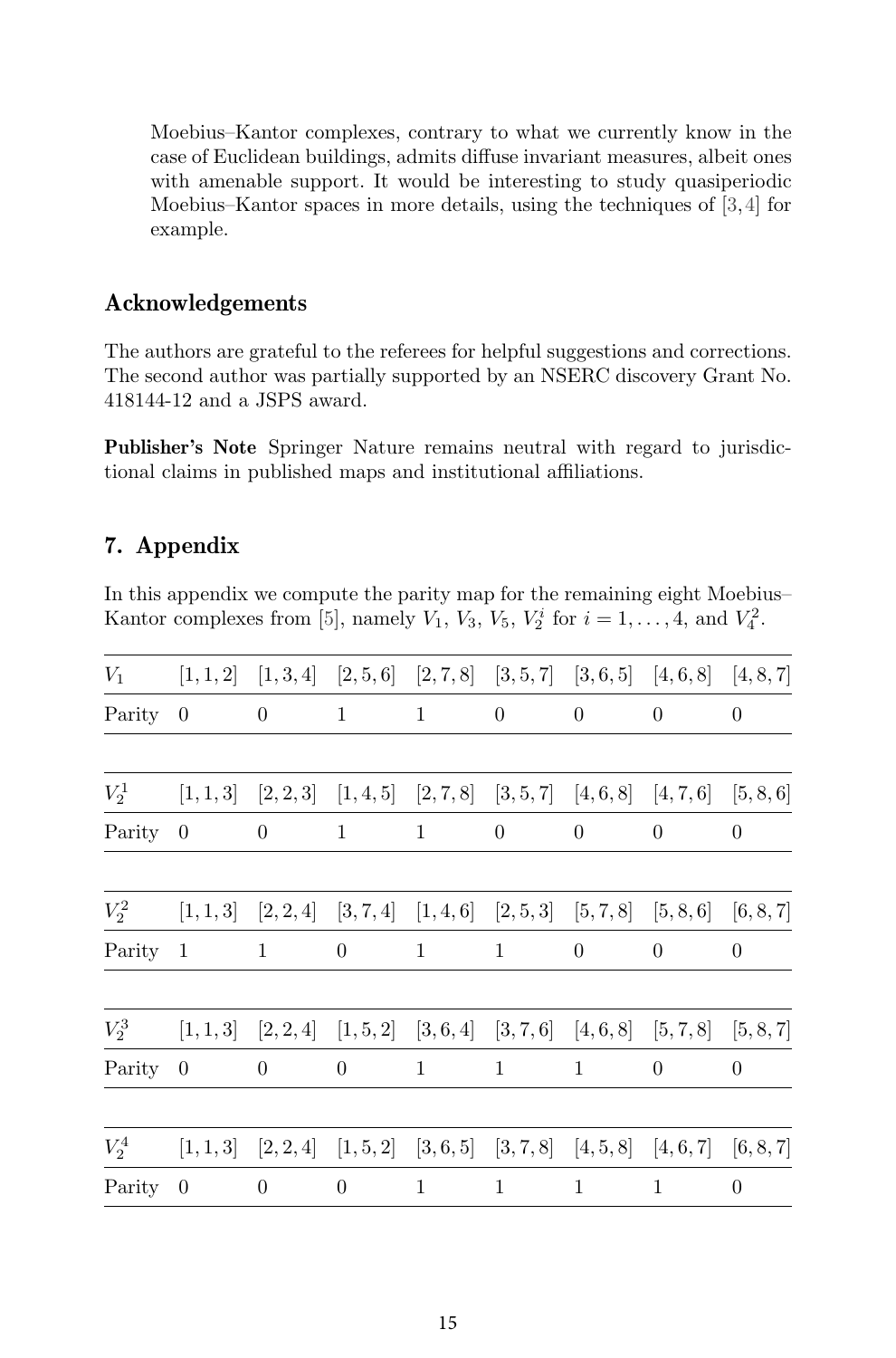Moebius–Kantor complexes, contrary to what we currently know in the case of Euclidean buildings, admits diffuse invariant measures, albeit ones with amenable support. It would be interesting to study quasiperiodic Moebius–Kantor spaces in more details, using the techniques of [3, 4] for example.

## Acknowledgements

The authors are grateful to the referees for helpful suggestions and corrections. The second author was partially supported by an NSERC discovery Grant No. 418144-12 and a JSPS award.

**Publisher's Note** Springer Nature remains neutral with regard to jurisdictional claims in published maps and institutional affiliations.

## 7. Appendix

In this appendix we compute the parity map for the remaining eight Moebius–Kantor complexes from [5], namely $V_1$, $V_3$, $V_5$, $V_2^i$ for $i = 1, \ldots, 4$, and $V_4^2$.

| $V_1$ | $[1,1,2]$ | $[1,3,4]$ | $[2,5,6]$ | $[2,7,8]$ | $[3,5,7]$ | $[3,6,5]$ | $[4,6,8]$ | $[4,8,7]$ |
|---|---|---|---|---|---|---|---|---|
| Parity | 0 | 0 | 1 | 1 | 0 | 0 | 0 | 0 |

| $V_2^1$ | $[1,1,3]$ | $[2,2,3]$ | $[1,4,5]$ | $[2,7,8]$ | $[3,5,7]$ | $[4,6,8]$ | $[4,7,6]$ | $[5,8,6]$ |
|---|---|---|---|---|---|---|---|---|
| Parity | 0 | 0 | 1 | 1 | 0 | 0 | 0 | 0 |

| $V_2^2$ | $[1,1,3]$ | $[2,2,4]$ | $[3,7,4]$ | $[1,4,6]$ | $[2,5,3]$ | $[5,7,8]$ | $[5,8,6]$ | $[6,8,7]$ |
|---|---|---|---|---|---|---|---|---|
| Parity | 1 | 1 | 0 | 1 | 1 | 0 | 0 | 0 |

| $V_2^3$ | $[1,1,3]$ | $[2,2,4]$ | $[1,5,2]$ | $[3,6,4]$ | $[3,7,6]$ | $[4,6,8]$ | $[5,7,8]$ | $[5,8,7]$ |
|---|---|---|---|---|---|---|---|---|
| Parity | 0 | 0 | 0 | 1 | 1 | 1 | 0 | 0 |

| $V_2^4$ | $[1,1,3]$ | $[2,2,4]$ | $[1,5,2]$ | $[3,6,5]$ | $[3,7,8]$ | $[4,5,8]$ | $[4,6,7]$ | $[6,8,7]$ |
|---|---|---|---|---|---|---|---|---|
| Parity | 0 | 0 | 0 | 1 | 1 | 1 | 1 | 0 |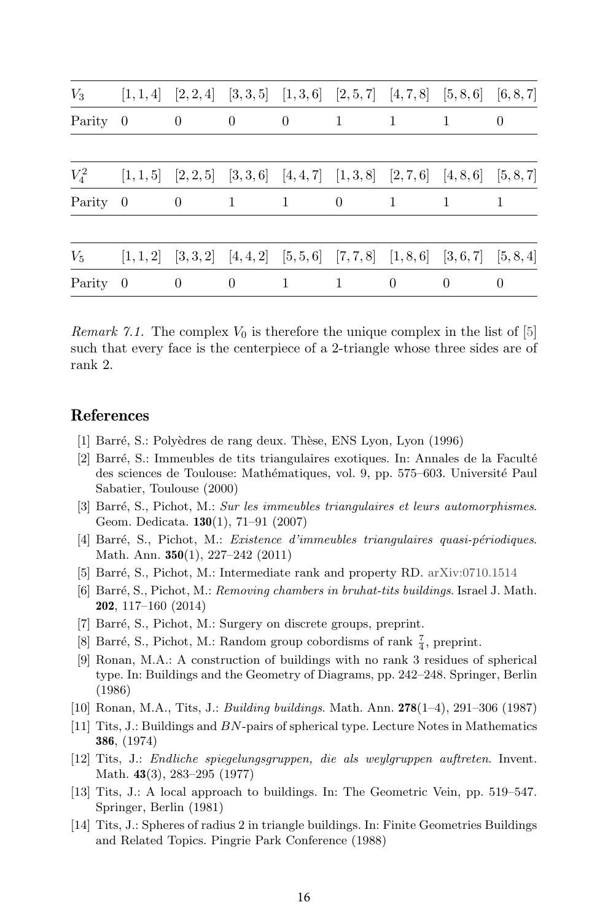| $V_3$ | [1, 1, 4] | [2, 2, 4] | [3, 3, 5] | [1, 3, 6] | [2, 5, 7] | [4, 7, 8] | [5, 8, 6] | [6, 8, 7] |
|---|---|---|---|---|---|---|---|---|
| Parity | 0 | 0 | 0 | 0 | 1 | 1 | 1 | 0 |

| $V_4^2$ | [1, 1, 5] | [2, 2, 5] | [3, 3, 6] | [4, 4, 7] | [1, 3, 8] | [2, 7, 6] | [4, 8, 6] | [5, 8, 7] |
|---|---|---|---|---|---|---|---|---|
| Parity | 0 | 0 | 1 | 1 | 0 | 1 | 1 | 1 |

| $V_5$ | [1, 1, 2] | [3, 3, 2] | [4, 4, 2] | [5, 5, 6] | [7, 7, 8] | [1, 8, 6] | [3, 6, 7] | [5, 8, 4] |
|---|---|---|---|---|---|---|---|---|
| Parity | 0 | 0 | 0 | 1 | 1 | 0 | 0 | 0 |

*Remark 7.1.* The complex $V_0$ is therefore the unique complex in the list of [5] such that every face is the centerpiece of a 2-triangle whose three sides are of rank 2.

## References

[1] Barré, S.: Polyèdres de rang deux. Thèse, ENS Lyon, Lyon (1996)

[2] Barré, S.: Immeubles de tits triangulaires exotiques. In: Annales de la Faculté des sciences de Toulouse: Mathématiques, vol. 9, pp. 575–603. Université Paul Sabatier, Toulouse (2000)

[3] Barré, S., Pichot, M.: *Sur les immeubles triangulaires et leurs automorphismes*. Geom. Dedicata. **130**(1), 71–91 (2007)

[4] Barré, S., Pichot, M.: *Existence d'immeubles triangulaires quasi-périodiques*. Math. Ann. **350**(1), 227–242 (2011)

[5] Barré, S., Pichot, M.: Intermediate rank and property RD. arXiv:0710.1514

[6] Barré, S., Pichot, M.: *Removing chambers in bruhat-tits buildings*. Israel J. Math. **202**, 117–160 (2014)

[7] Barré, S., Pichot, M.: Surgery on discrete groups, preprint.

[8] Barré, S., Pichot, M.: Random group cobordisms of rank $\frac{7}{4}$, preprint.

[9] Ronan, M.A.: A construction of buildings with no rank 3 residues of spherical type. In: Buildings and the Geometry of Diagrams, pp. 242–248. Springer, Berlin (1986)

[10] Ronan, M.A., Tits, J.: *Building buildings*. Math. Ann. **278**(1–4), 291–306 (1987)

[11] Tits, J.: Buildings and $BN$-pairs of spherical type. Lecture Notes in Mathematics **386**, (1974)

[12] Tits, J.: *Endliche spiegelungsgruppen, die als weylgruppen auftreten*. Invent. Math. **43**(3), 283–295 (1977)

[13] Tits, J.: A local approach to buildings. In: The Geometric Vein, pp. 519–547. Springer, Berlin (1981)

[14] Tits, J.: Spheres of radius 2 in triangle buildings. In: Finite Geometries Buildings and Related Topics. Pingrie Park Conference (1988)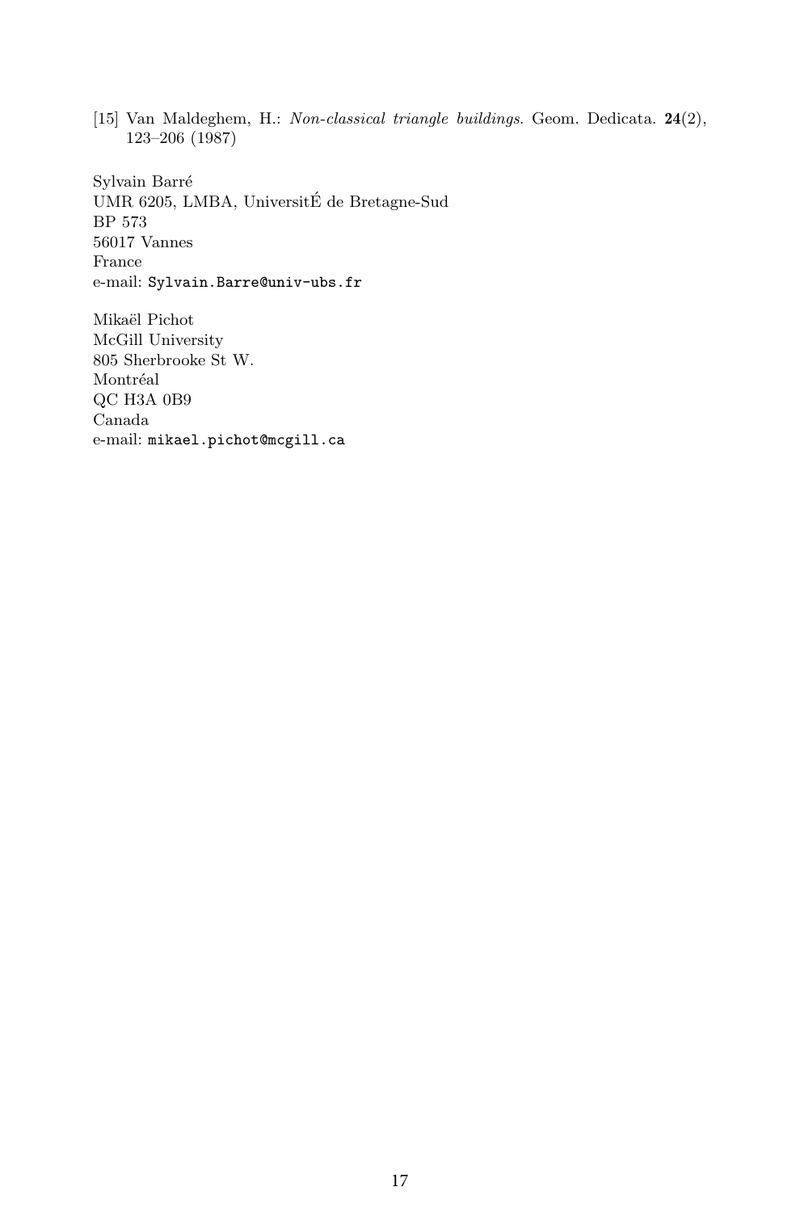[15] Van Maldeghem, H.: *Non-classical triangle buildings*. Geom. Dedicata. **24**(2), 123–206 (1987)

Sylvain Barré
UMR 6205, LMBA, UniversitÉ de Bretagne-Sud
BP 573
56017 Vannes
France
e-mail: `Sylvain.Barre@univ-ubs.fr`

Mikaël Pichot
McGill University
805 Sherbrooke St W.
Montréal
QC H3A 0B9
Canada
e-mail: `mikael.pichot@mcgill.ca`